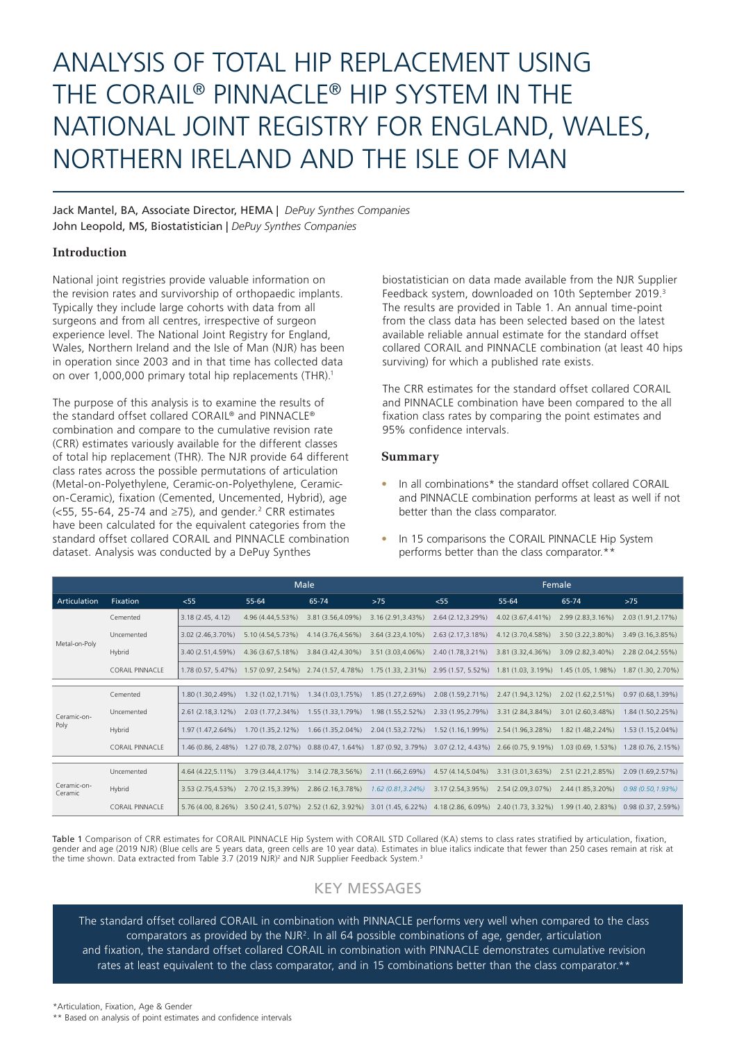# ANALYSIS OF TOTAL HIP REPLACEMENT USING THE CORAIL® PINNACLE® HIP SYSTEM IN THE NATIONAL JOINT REGISTRY FOR ENGLAND, WALES, NORTHERN IRELAND AND THE ISLE OF MAN

Jack Mantel, BA, Associate Director, HEMA | *DePuy Synthes Companies*
John Leopold, MS, Biostatistician | *DePuy Synthes Companies*

## Introduction

National joint registries provide valuable information on the revision rates and survivorship of orthopaedic implants. Typically they include large cohorts with data from all surgeons and from all centres, irrespective of surgeon experience level. The National Joint Registry for England, Wales, Northern Ireland and the Isle of Man (NJR) has been in operation since 2003 and in that time has collected data on over 1,000,000 primary total hip replacements (THR).[1]

The purpose of this analysis is to examine the results of the standard offset collared CORAIL® and PINNACLE® combination and compare to the cumulative revision rate (CRR) estimates variously available for the different classes of total hip replacement (THR). The NJR provide 64 different class rates across the possible permutations of articulation (Metal-on-Polyethylene, Ceramic-on-Polyethylene, Ceramic-on-Ceramic), fixation (Cemented, Uncemented, Hybrid), age (<55, 55-64, 25-74 and ≥75), and gender.[2] CRR estimates have been calculated for the equivalent categories from the standard offset collared CORAIL and PINNACLE combination dataset. Analysis was conducted by a DePuy Synthes biostatistician on data made available from the NJR Supplier Feedback system, downloaded on 10th September 2019.[3] The results are provided in Table 1. An annual time-point from the class data has been selected based on the latest available reliable annual estimate for the standard offset collared CORAIL and PINNACLE combination (at least 40 hips surviving) for which a published rate exists.

The CRR estimates for the standard offset collared CORAIL and PINNACLE combination have been compared to the all fixation class rates by comparing the point estimates and 95% confidence intervals.

## Summary

- In all combinations* the standard offset collared CORAIL and PINNACLE combination performs at least as well if not better than the class comparator.
- In 15 comparisons the CORAIL PINNACLE Hip System performs better than the class comparator.**

| | | Male | | | | Female | | | |
|---|---|---|---|---|---|---|---|---|---|
| Articulation | Fixation | <55 | 55-64 | 65-74 | >75 | <55 | 55-64 | 65-74 | >75 |
| Metal-on-Poly | Cemented | 3.18 (2.45, 4.12) | 4.96 (4.44,5.53%) | 3.81 (3.56,4.09%) | 3.16 (2.91,3.43%) | 2.64 (2.12,3.29%) | 4.02 (3.67,4.41%) | 2.99 (2.83,3.16%) | 2.03 (1.91,2.17%) |
| | Uncemented | 3.02 (2.46,3.70%) | 5.10 (4.54,5.73%) | 4.14 (3.76,4.56%) | 3.64 (3.23,4.10%) | 2.63 (2.17,3.18%) | 4.12 (3.70,4.58%) | 3.50 (3.22,3.80%) | 3.49 (3.16,3.85%) |
| | Hybrid | 3.40 (2.51,4.59%) | 4.36 (3.67,5.18%) | 3.84 (3.42,4.30%) | 3.51 (3.03,4.06%) | 2.40 (1.78,3.21%) | 3.81 (3.32,4.36%) | 3.09 (2.82,3.40%) | 2.28 (2.04,2.55%) |
| | CORAIL PINNACLE | 1.78 (0.57, 5.47%) | 1.57 (0.97, 2.54%) | 2.74 (1.57, 4.78%) | 1.75 (1.33, 2.31%) | 2.95 (1.57, 5.52%) | 1.81 (1.03, 3.19%) | 1.45 (1.05, 1.98%) | 1.87 (1.30, 2.70%) |
| Ceramic-on-Poly | Cemented | 1.80 (1.30,2.49%) | 1.32 (1.02,1.71%) | 1.34 (1.03,1.75%) | 1.85 (1.27,2.69%) | 2.08 (1.59,2.71%) | 2.47 (1.94,3.12%) | 2.02 (1.62,2.51%) | 0.97 (0.68,1.39%) |
| | Uncemented | 2.61 (2.18,3.12%) | 2.03 (1.77,2.34%) | 1.55 (1.33,1.79%) | 1.98 (1.55,2.52%) | 2.33 (1.95,2.79%) | 3.31 (2.84,3.84%) | 3.01 (2.60,3.48%) | 1.84 (1.50,2.25%) |
| | Hybrid | 1.97 (1.47,2.64%) | 1.70 (1.35,2.12%) | 1.66 (1.35,2.04%) | 2.04 (1.53,2.72%) | 1.52 (1.16,1.99%) | 2.54 (1.96,3.28%) | 1.82 (1.48,2.24%) | 1.53 (1.15,2.04%) |
| | CORAIL PINNACLE | 1.46 (0.86, 2.48%) | 1.27 (0.78, 2.07%) | 0.88 (0.47, 1.64%) | 1.87 (0.92, 3.79%) | 3.07 (2.12, 4.43%) | 2.66 (0.75, 9.19%) | 1.03 (0.69, 1.53%) | 1.28 (0.76, 2.15%) |
| Ceramic-on-Ceramic | Uncemented | 4.64 (4.22,5.11%) | 3.79 (3.44,4.17%) | 3.14 (2.78,3.56%) | 2.11 (1.66,2.69%) | 4.57 (4.14,5.04%) | 3.31 (3.01,3.63%) | 2.51 (2.21,2.85%) | 2.09 (1.69,2.57%) |
| | Hybrid | 3.53 (2.75,4.53%) | 2.70 (2.15,3.39%) | 2.86 (2.16,3.78%) | *1.62 (0.81,3.24%)* | 3.17 (2.54,3.95%) | 2.54 (2.09,3.07%) | 2.44 (1.85,3.20%) | *0.98 (0.50,1.93%)* |
| | CORAIL PINNACLE | 5.76 (4.00, 8.26%) | 3.50 (2.41, 5.07%) | 2.52 (1.62, 3.92%) | 3.01 (1.45, 6.22%) | 4.18 (2.86, 6.09%) | 2.40 (1.73, 3.32%) | 1.99 (1.40, 2.83%) | 0.98 (0.37, 2.59%) |

Table 1 Comparison of CRR estimates for CORAIL PINNACLE Hip System with CORAIL STD Collared (KA) stems to class rates stratified by articulation, fixation, gender and age (2019 NJR) (Blue cells are 5 years data, green cells are 10 year data). Estimates in blue italics indicate that fewer than 250 cases remain at risk at the time shown. Data extracted from Table 3.7 (2019 NJR)[2] and NJR Supplier Feedback System.[3]

## KEY MESSAGES

The standard offset collared CORAIL in combination with PINNACLE performs very well when compared to the class comparators as provided by the NJR[2]. In all 64 possible combinations of age, gender, articulation and fixation, the standard offset collared CORAIL in combination with PINNACLE demonstrates cumulative revision rates at least equivalent to the class comparator, and in 15 combinations better than the class comparator.**

*Articulation, Fixation, Age & Gender
** Based on analysis of point estimates and confidence intervals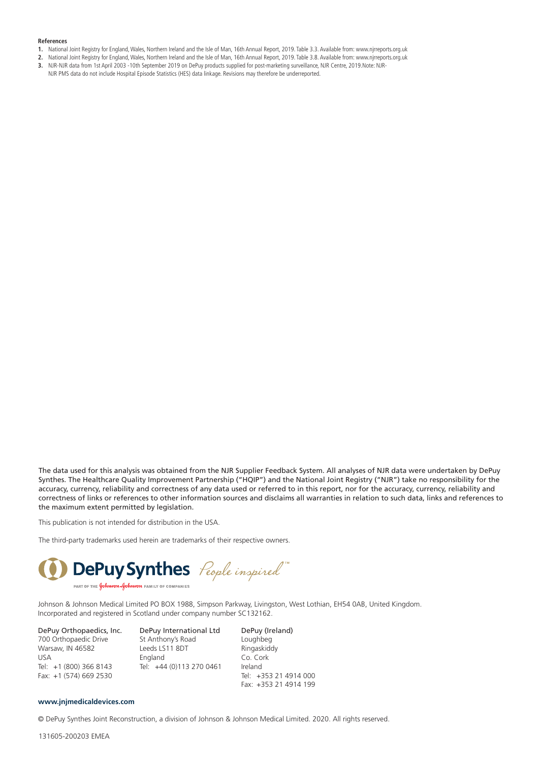**References**

1. National Joint Registry for England, Wales, Northern Ireland and the Isle of Man, 16th Annual Report, 2019. Table 3.3. Available from: www.njrreports.org.uk
2. National Joint Registry for England, Wales, Northern Ireland and the Isle of Man, 16th Annual Report, 2019. Table 3.8. Available from: www.njrreports.org.uk
3. NJR-NJR data from 1st April 2003 -10th September 2019 on DePuy products supplied for post-marketing surveillance, NJR Centre, 2019.Note: NJR-NJR PMS data do not include Hospital Episode Statistics (HES) data linkage. Revisions may therefore be underreported.

The data used for this analysis was obtained from the NJR Supplier Feedback System. All analyses of NJR data were undertaken by DePuy Synthes. The Healthcare Quality Improvement Partnership ("HQIP") and the National Joint Registry ("NJR") take no responsibility for the accuracy, currency, reliability and correctness of any data used or referred to in this report, nor for the accuracy, currency, reliability and correctness of links or references to other information sources and disclaims all warranties in relation to such data, links and references to the maximum extent permitted by legislation.

This publication is not intended for distribution in the USA.

The third-party trademarks used herein are trademarks of their respective owners.

DePuy Synthes *People inspired*™

PART OF THE Johnson & Johnson FAMILY OF COMPANIES

Johnson & Johnson Medical Limited PO BOX 1988, Simpson Parkway, Livingston, West Lothian, EH54 0AB, United Kingdom.
Incorporated and registered in Scotland under company number SC132162.

DePuy Orthopaedics, Inc.
700 Orthopaedic Drive
Warsaw, IN 46582
USA
Tel: +1 (800) 366 8143
Fax: +1 (574) 669 2530

DePuy International Ltd
St Anthony's Road
Leeds LS11 8DT
England
Tel: +44 (0)113 270 0461

DePuy (Ireland)
Loughbeg
Ringaskiddy
Co. Cork
Ireland
Tel: +353 21 4914 000
Fax: +353 21 4914 199

**www.jnjmedicaldevices.com**

© DePuy Synthes Joint Reconstruction, a division of Johnson & Johnson Medical Limited. 2020. All rights reserved.

131605-200203 EMEA